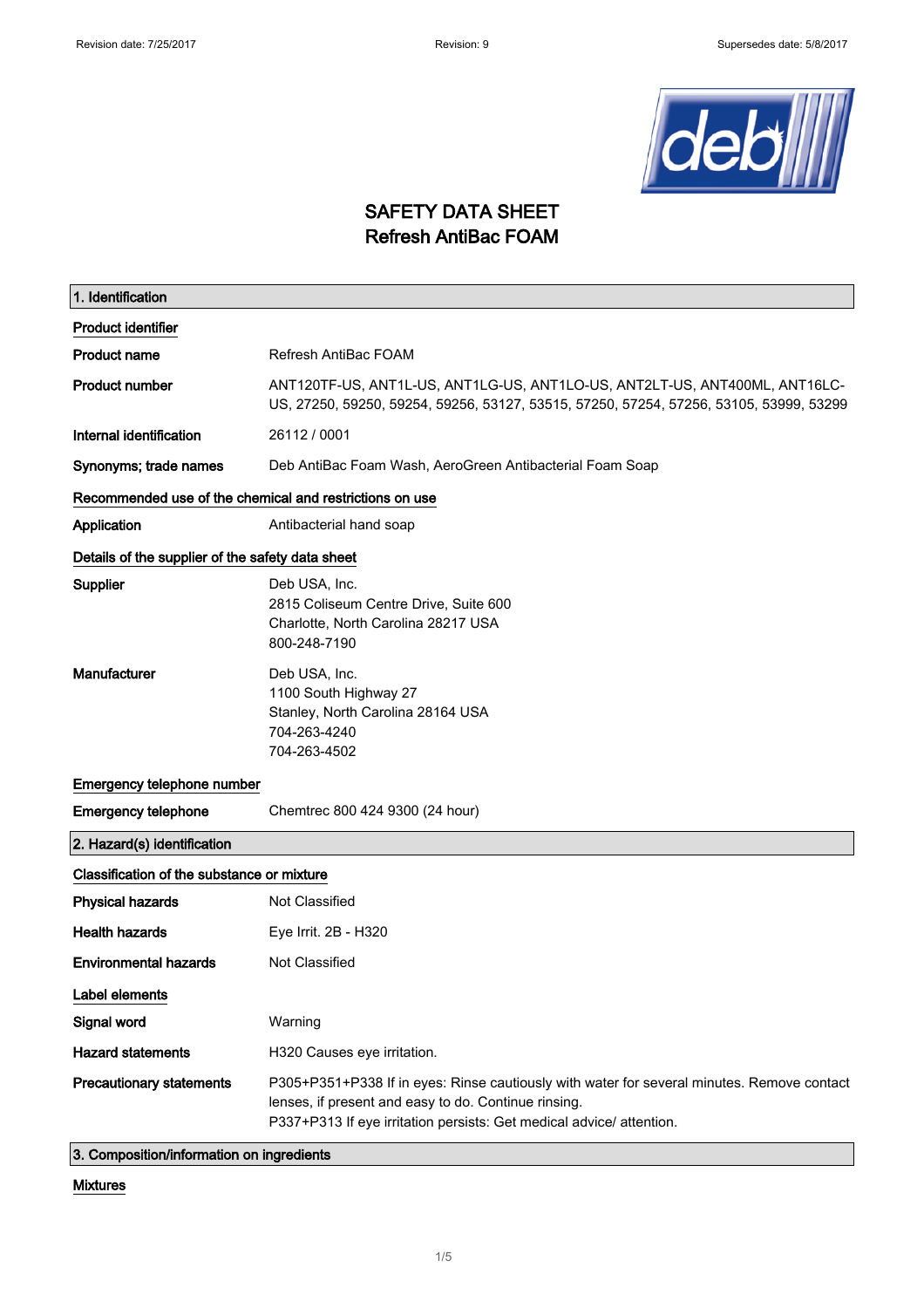# SAFETY DATA SHEET
# Refresh AntiBac FOAM

## 1. Identification

**Product identifier**

| | |
|---|---|
| **Product name** | Refresh AntiBac FOAM |
| **Product number** | ANT120TF-US, ANT1L-US, ANT1LG-US, ANT1LO-US, ANT2LT-US, ANT400ML, ANT16LC-US, 27250, 59250, 59254, 59256, 53127, 53515, 57250, 57254, 57256, 53105, 53999, 53299 |
| **Internal identification** | 26112 / 0001 |
| **Synonyms; trade names** | Deb AntiBac Foam Wash, AeroGreen Antibacterial Foam Soap |

**Recommended use of the chemical and restrictions on use**

| | |
|---|---|
| **Application** | Antibacterial hand soap |

**Details of the supplier of the safety data sheet**

| | |
|---|---|
| **Supplier** | Deb USA, Inc.<br>2815 Coliseum Centre Drive, Suite 600<br>Charlotte, North Carolina 28217 USA<br>800-248-7190 |
| **Manufacturer** | Deb USA, Inc.<br>1100 South Highway 27<br>Stanley, North Carolina 28164 USA<br>704-263-4240<br>704-263-4502 |

**Emergency telephone number**

| | |
|---|---|
| **Emergency telephone** | Chemtrec 800 424 9300 (24 hour) |

## 2. Hazard(s) identification

**Classification of the substance or mixture**

| | |
|---|---|
| **Physical hazards** | Not Classified |
| **Health hazards** | Eye Irrit. 2B - H320 |
| **Environmental hazards** | Not Classified |

**Label elements**

| | |
|---|---|
| **Signal word** | Warning |
| **Hazard statements** | H320 Causes eye irritation. |
| **Precautionary statements** | P305+P351+P338 If in eyes: Rinse cautiously with water for several minutes. Remove contact lenses, if present and easy to do. Continue rinsing.<br>P337+P313 If eye irritation persists: Get medical advice/ attention. |

## 3. Composition/information on ingredients

**Mixtures**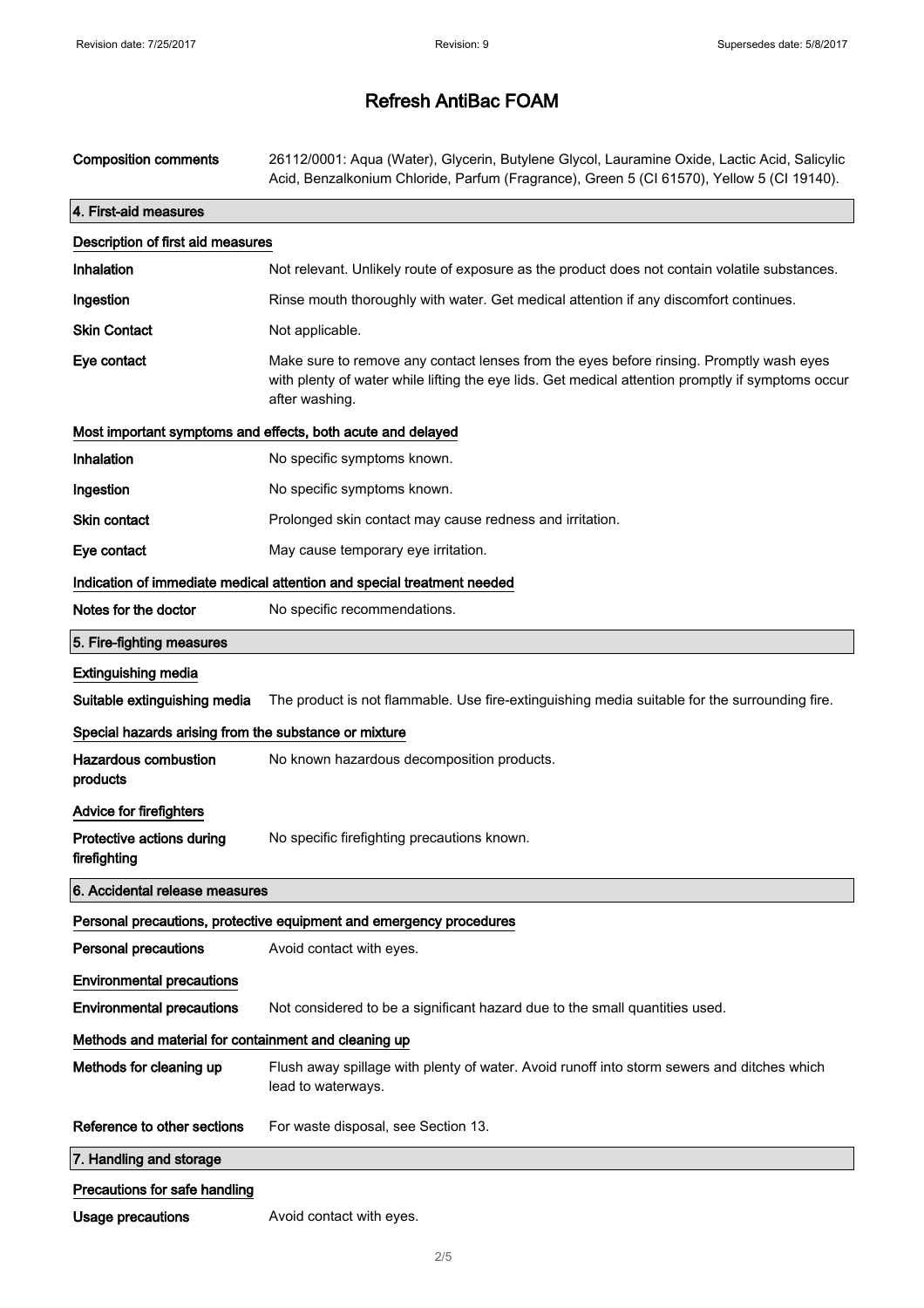# Refresh AntiBac FOAM

| | |
|---|---|
| **Composition comments** | 26112/0001: Aqua (Water), Glycerin, Butylene Glycol, Lauramine Oxide, Lactic Acid, Salicylic Acid, Benzalkonium Chloride, Parfum (Fragrance), Green 5 (CI 61570), Yellow 5 (CI 19140). |

## 4. First-aid measures

### Description of first aid measures

| | |
|---|---|
| **Inhalation** | Not relevant. Unlikely route of exposure as the product does not contain volatile substances. |
| **Ingestion** | Rinse mouth thoroughly with water. Get medical attention if any discomfort continues. |
| **Skin Contact** | Not applicable. |
| **Eye contact** | Make sure to remove any contact lenses from the eyes before rinsing. Promptly wash eyes with plenty of water while lifting the eye lids. Get medical attention promptly if symptoms occur after washing. |

### Most important symptoms and effects, both acute and delayed

| | |
|---|---|
| **Inhalation** | No specific symptoms known. |
| **Ingestion** | No specific symptoms known. |
| **Skin contact** | Prolonged skin contact may cause redness and irritation. |
| **Eye contact** | May cause temporary eye irritation. |

### Indication of immediate medical attention and special treatment needed

| | |
|---|---|
| **Notes for the doctor** | No specific recommendations. |

## 5. Fire-fighting measures

### Extinguishing media

| | |
|---|---|
| **Suitable extinguishing media** | The product is not flammable. Use fire-extinguishing media suitable for the surrounding fire. |

### Special hazards arising from the substance or mixture

| | |
|---|---|
| **Hazardous combustion products** | No known hazardous decomposition products. |

### Advice for firefighters

| | |
|---|---|
| **Protective actions during firefighting** | No specific firefighting precautions known. |

## 6. Accidental release measures

### Personal precautions, protective equipment and emergency procedures

| | |
|---|---|
| **Personal precautions** | Avoid contact with eyes. |

### Environmental precautions

| | |
|---|---|
| **Environmental precautions** | Not considered to be a significant hazard due to the small quantities used. |

### Methods and material for containment and cleaning up

| | |
|---|---|
| **Methods for cleaning up** | Flush away spillage with plenty of water. Avoid runoff into storm sewers and ditches which lead to waterways. |
| **Reference to other sections** | For waste disposal, see Section 13. |

## 7. Handling and storage

### Precautions for safe handling

| | |
|---|---|
| **Usage precautions** | Avoid contact with eyes. |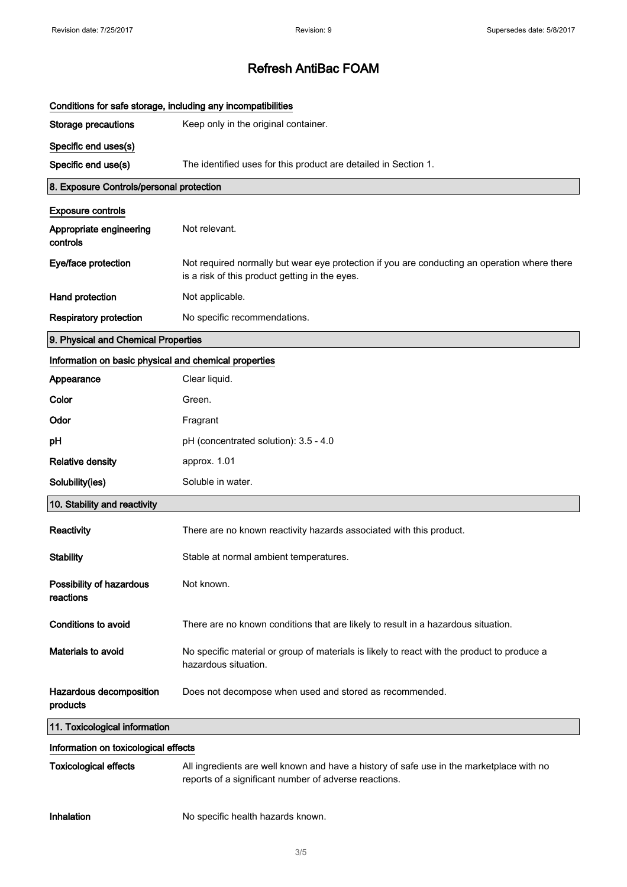# Refresh AntiBac FOAM

### Conditions for safe storage, including any incompatibilities

| | |
|---|---|
| **Storage precautions** | Keep only in the original container. |

### Specific end uses(s)

| | |
|---|---|
| **Specific end use(s)** | The identified uses for this product are detailed in Section 1. |

## 8. Exposure Controls/personal protection

### Exposure controls

| | |
|---|---|
| **Appropriate engineering controls** | Not relevant. |
| **Eye/face protection** | Not required normally but wear eye protection if you are conducting an operation where there is a risk of this product getting in the eyes. |
| **Hand protection** | Not applicable. |
| **Respiratory protection** | No specific recommendations. |

## 9. Physical and Chemical Properties

### Information on basic physical and chemical properties

| | |
|---|---|
| **Appearance** | Clear liquid. |
| **Color** | Green. |
| **Odor** | Fragrant |
| **pH** | pH (concentrated solution): 3.5 - 4.0 |
| **Relative density** | approx. 1.01 |
| **Solubility(ies)** | Soluble in water. |

## 10. Stability and reactivity

| | |
|---|---|
| **Reactivity** | There are no known reactivity hazards associated with this product. |
| **Stability** | Stable at normal ambient temperatures. |
| **Possibility of hazardous reactions** | Not known. |
| **Conditions to avoid** | There are no known conditions that are likely to result in a hazardous situation. |
| **Materials to avoid** | No specific material or group of materials is likely to react with the product to produce a hazardous situation. |
| **Hazardous decomposition products** | Does not decompose when used and stored as recommended. |

## 11. Toxicological information

### Information on toxicological effects

| | |
|---|---|
| **Toxicological effects** | All ingredients are well known and have a history of safe use in the marketplace with no reports of a significant number of adverse reactions. |
| **Inhalation** | No specific health hazards known. |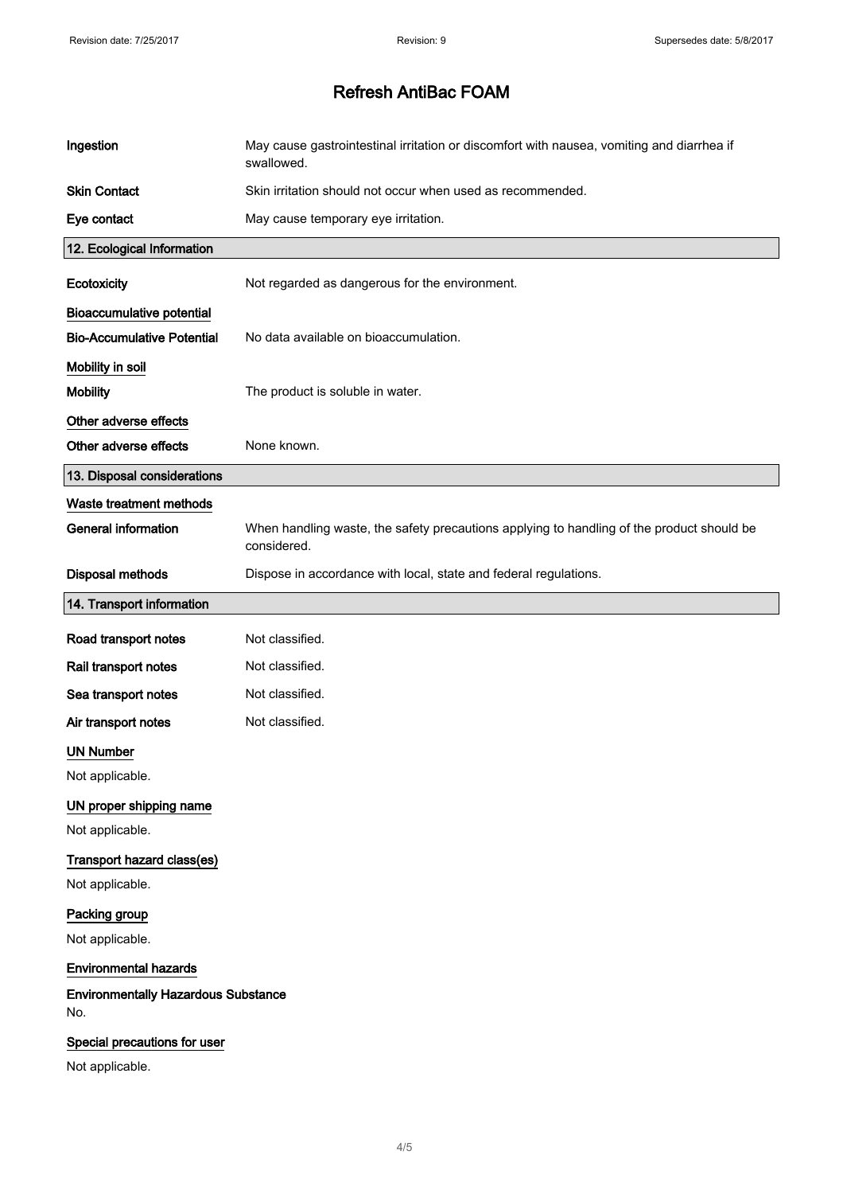| | |
|---|---|
| **Ingestion** | May cause gastrointestinal irritation or discomfort with nausea, vomiting and diarrhea if swallowed. |
| **Skin Contact** | Skin irritation should not occur when used as recommended. |
| **Eye contact** | May cause temporary eye irritation. |

## 12. Ecological Information

**Ecotoxicity** — Not regarded as dangerous for the environment.

### Bioaccumulative potential

**Bio-Accumulative Potential** — No data available on bioaccumulation.

### Mobility in soil

**Mobility** — The product is soluble in water.

### Other adverse effects

**Other adverse effects** — None known.

## 13. Disposal considerations

### Waste treatment methods

**General information** — When handling waste, the safety precautions applying to handling of the product should be considered.

**Disposal methods** — Dispose in accordance with local, state and federal regulations.

## 14. Transport information

**Road transport notes** — Not classified.

**Rail transport notes** — Not classified.

**Sea transport notes** — Not classified.

**Air transport notes** — Not classified.

### UN Number

Not applicable.

### UN proper shipping name

Not applicable.

### Transport hazard class(es)

Not applicable.

### Packing group

Not applicable.

### Environmental hazards

**Environmentally Hazardous Substance**

No.

### Special precautions for user

Not applicable.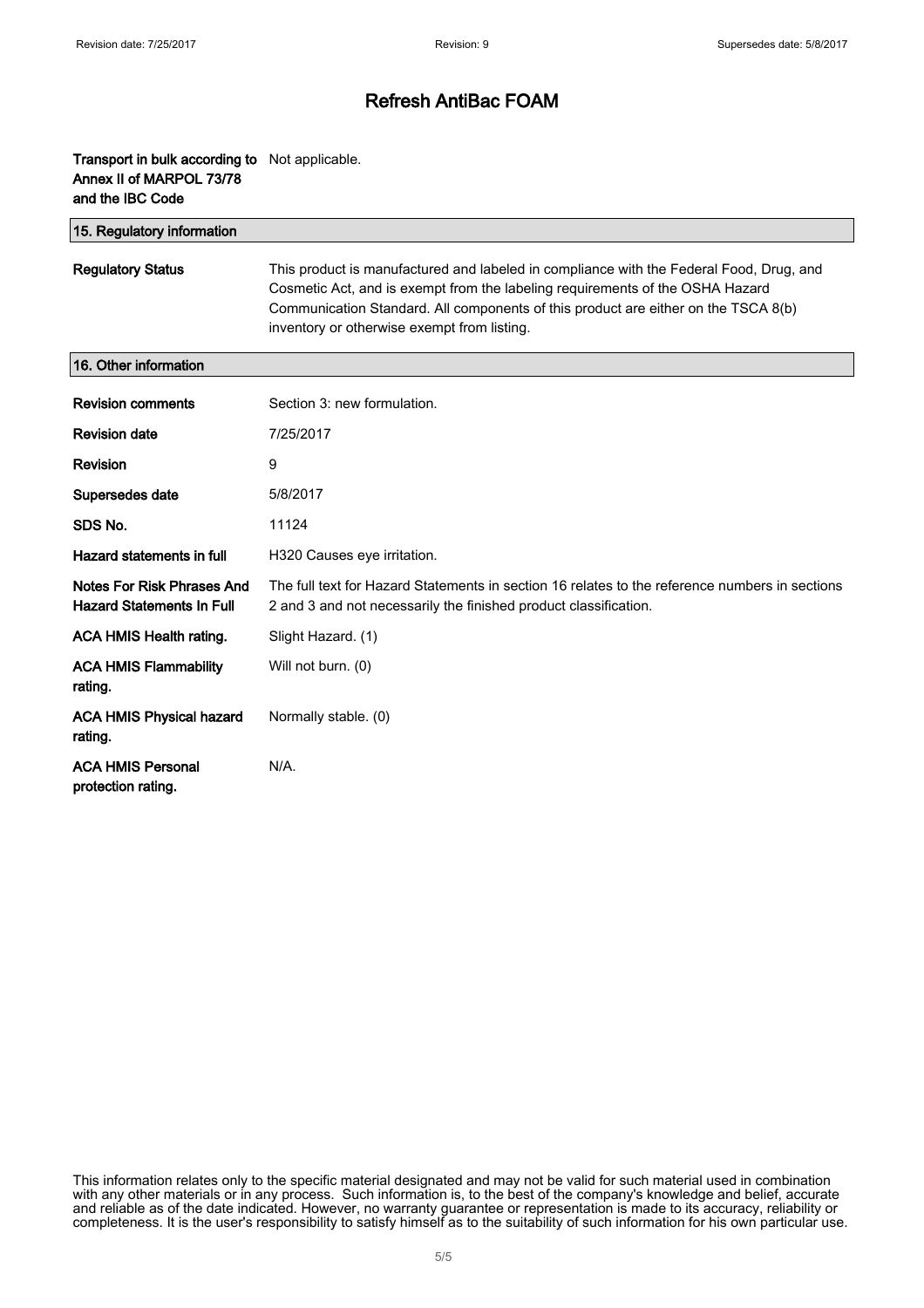# Refresh AntiBac FOAM

| | |
|---|---|
| **Transport in bulk according to Annex II of MARPOL 73/78 and the IBC Code** | Not applicable. |

## 15. Regulatory information

| | |
|---|---|
| **Regulatory Status** | This product is manufactured and labeled in compliance with the Federal Food, Drug, and Cosmetic Act, and is exempt from the labeling requirements of the OSHA Hazard Communication Standard. All components of this product are either on the TSCA 8(b) inventory or otherwise exempt from listing. |

## 16. Other information

| | |
|---|---|
| **Revision comments** | Section 3: new formulation. |
| **Revision date** | 7/25/2017 |
| **Revision** | 9 |
| **Supersedes date** | 5/8/2017 |
| **SDS No.** | 11124 |
| **Hazard statements in full** | H320 Causes eye irritation. |
| **Notes For Risk Phrases And Hazard Statements In Full** | The full text for Hazard Statements in section 16 relates to the reference numbers in sections 2 and 3 and not necessarily the finished product classification. |
| **ACA HMIS Health rating.** | Slight Hazard. (1) |
| **ACA HMIS Flammability rating.** | Will not burn. (0) |
| **ACA HMIS Physical hazard rating.** | Normally stable. (0) |
| **ACA HMIS Personal protection rating.** | N/A. |

This information relates only to the specific material designated and may not be valid for such material used in combination with any other materials or in any process. Such information is, to the best of the company's knowledge and belief, accurate and reliable as of the date indicated. However, no warranty guarantee or representation is made to its accuracy, reliability or completeness. It is the user's responsibility to satisfy himself as to the suitability of such information for his own particular use.